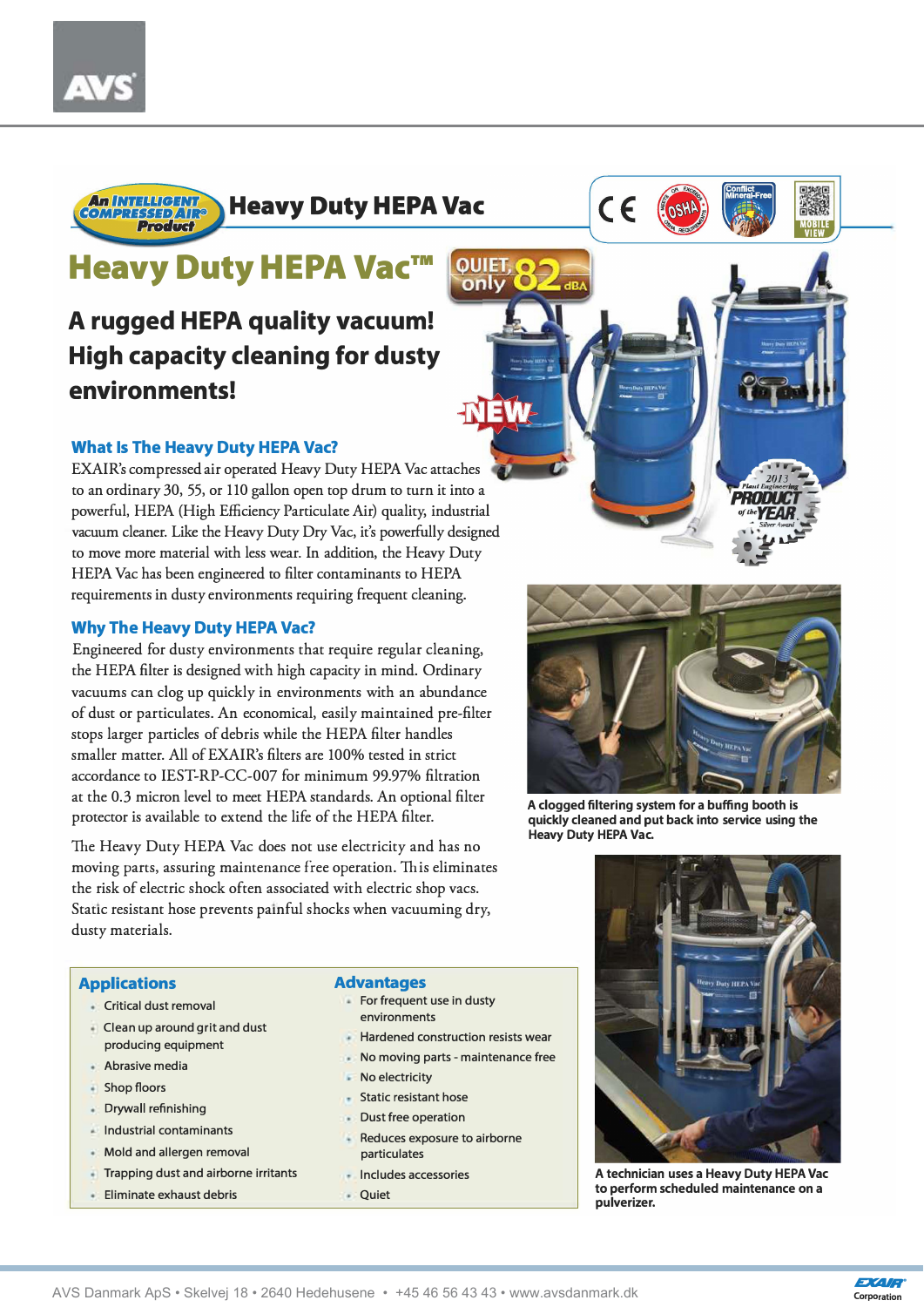# Heavy Duty HEPA Vac

## Heavy Duty HEPA Vac™

QUIET, only 82 dBA

NEW

### A rugged HEPA quality vacuum! High capacity cleaning for dusty environments!

### What Is The Heavy Duty HEPA Vac?

EXAIR's compressed air operated Heavy Duty HEPA Vac attaches to an ordinary 30, 55, or 110 gallon open top drum to turn it into a powerful, HEPA (High Efficiency Particulate Air) quality, industrial vacuum cleaner. Like the Heavy Duty Dry Vac, it's powerfully designed to move more material with less wear. In addition, the Heavy Duty HEPA Vac has been engineered to filter contaminants to HEPA requirements in dusty environments requiring frequent cleaning.

### Why The Heavy Duty HEPA Vac?

Engineered for dusty environments that require regular cleaning, the HEPA filter is designed with high capacity in mind. Ordinary vacuums can clog up quickly in environments with an abundance of dust or particulates. An economical, easily maintained pre-filter stops larger particles of debris while the HEPA filter handles smaller matter. All of EXAIR's filters are 100% tested in strict accordance to IEST-RP-CC-007 for minimum 99.97% filtration at the 0.3 micron level to meet HEPA standards. An optional filter protector is available to extend the life of the HEPA filter.

The Heavy Duty HEPA Vac does not use electricity and has no moving parts, assuring maintenance free operation. This eliminates the risk of electric shock often associated with electric shop vacs. Static resistant hose prevents painful shocks when vacuuming dry, dusty materials.

2013 Plant Engineering PRODUCT of the YEAR Silver Award

A clogged filtering system for a buffing booth is quickly cleaned and put back into service using the Heavy Duty HEPA Vac.

### Applications

- Critical dust removal
- Clean up around grit and dust producing equipment
- Abrasive media
- Shop floors
- Drywall refinishing
- Industrial contaminants
- Mold and allergen removal
- Trapping dust and airborne irritants
- Eliminate exhaust debris

### Advantages

- For frequent use in dusty environments
- Hardened construction resists wear
- No moving parts - maintenance free
- No electricity
- Static resistant hose
- Dust free operation
- Reduces exposure to airborne particulates
- Includes accessories
- Quiet

A technician uses a Heavy Duty HEPA Vac to perform scheduled maintenance on a pulverizer.

AVS Danmark ApS • Skelvej 18 • 2640 Hedehusene • +45 46 56 43 43 • www.avsdanmark.dk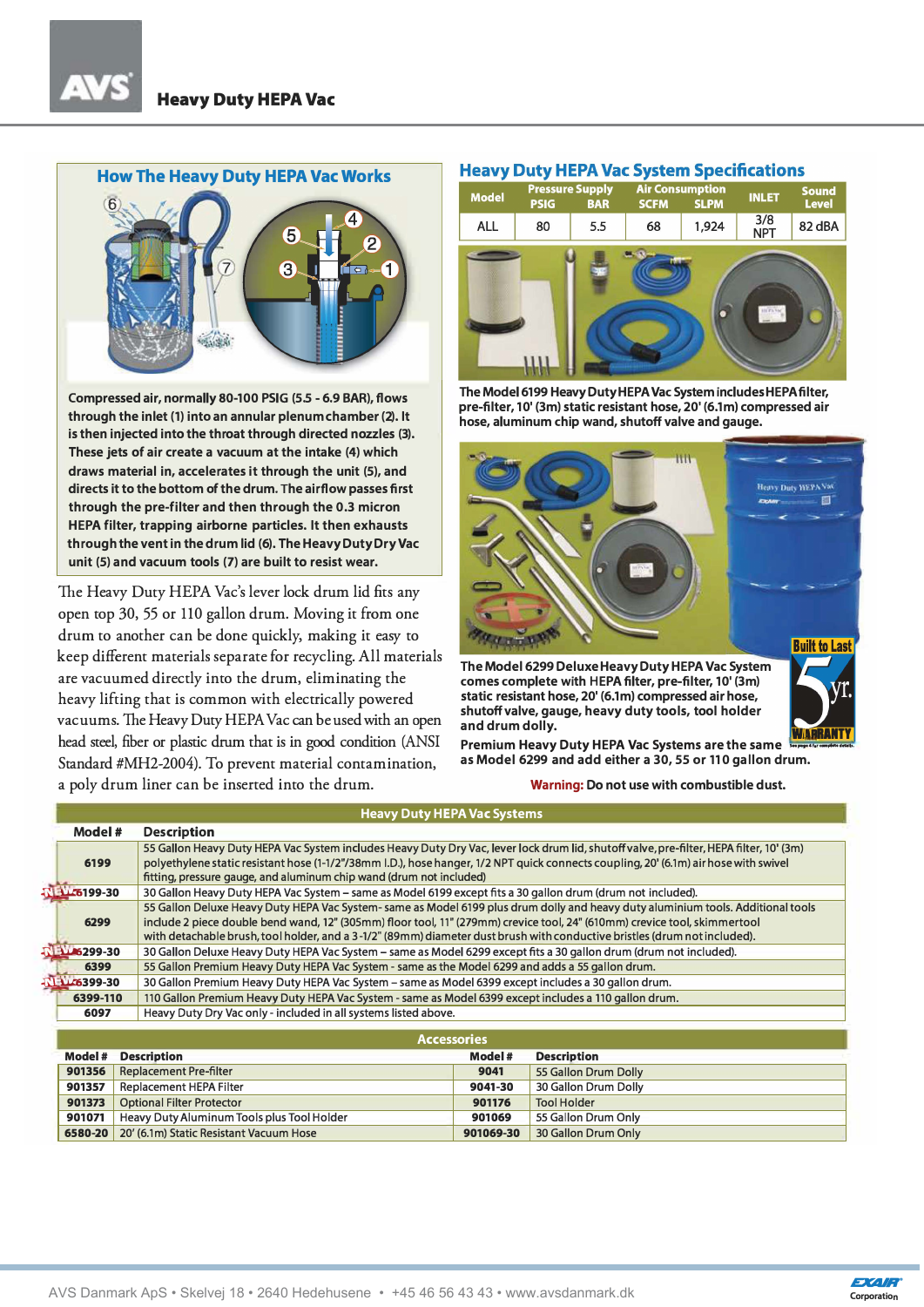# Heavy Duty HEPA Vac

## How The Heavy Duty HEPA Vac Works

**Compressed air, normally 80-100 PSIG (5.5 - 6.9 BAR), flows through the inlet (1) into an annular plenum chamber (2). It is then injected into the throat through directed nozzles (3). These jets of air create a vacuum at the intake (4) which draws material in, accelerates it through the unit (5), and directs it to the bottom of the drum. The airflow passes first through the pre-filter and then through the 0.3 micron HEPA filter, trapping airborne particles. It then exhausts through the vent in the drum lid (6). The Heavy Duty Dry Vac unit (5) and vacuum tools (7) are built to resist wear.**

The Heavy Duty HEPA Vac's lever lock drum lid fits any open top 30, 55 or 110 gallon drum. Moving it from one drum to another can be done quickly, making it easy to keep different materials separate for recycling. All materials are vacuumed directly into the drum, eliminating the heavy lifting that is common with electrically powered vacuums. The Heavy Duty HEPA Vac can be used with an open head steel, fiber or plastic drum that is in good condition (ANSI Standard #MH2-2004). To prevent material contamination, a poly drum liner can be inserted into the drum.

## Heavy Duty HEPA Vac System Specifications

| Model | Pressure Supply PSIG | Pressure Supply BAR | Air Consumption SCFM | Air Consumption SLPM | INLET | Sound Level |
|---|---|---|---|---|---|---|
| ALL | 80 | 5.5 | 68 | 1,924 | 3/8 NPT | 82 dBA |

**The Model 6199 Heavy Duty HEPA Vac System includes HEPA filter, pre-filter, 10' (3m) static resistant hose, 20' (6.1m) compressed air hose, aluminum chip wand, shutoff valve and gauge.**

**The Model 6299 Deluxe Heavy Duty HEPA Vac System comes complete with HEPA filter, pre-filter, 10' (3m) static resistant hose, 20' (6.1m) compressed air hose, shutoff valve, gauge, heavy duty tools, tool holder and drum dolly.**

**Premium Heavy Duty HEPA Vac Systems are the same as Model 6299 and add either a 30, 55 or 110 gallon drum.**

Built to Last 5 yr. WARRANTY

**Warning:** Do not use with combustible dust.

## Heavy Duty HEPA Vac Systems

| Model # | Description |
|---|---|
| 6199 | 55 Gallon Heavy Duty HEPA Vac System includes Heavy Duty Dry Vac, lever lock drum lid, shutoff valve, pre-filter, HEPA filter, 10' (3m) polyethylene static resistant hose (1-1/2"/38mm I.D.), hose hanger, 1/2 NPT quick connects coupling, 20' (6.1m) air hose with swivel fitting, pressure gauge, and aluminum chip wand (drum not included) |
| NEW 6199-30 | 30 Gallon Heavy Duty HEPA Vac System – same as Model 6199 except fits a 30 gallon drum (drum not included). |
| 6299 | 55 Gallon Deluxe Heavy Duty HEPA Vac System- same as Model 6199 plus drum dolly and heavy duty aluminium tools. Additional tools include 2 piece double bend wand, 12" (305mm) floor tool, 11" (279mm) crevice tool, 24" (610mm) crevice tool, skimmer tool with detachable brush, tool holder, and a 3-1/2" (89mm) diameter dust brush with conductive bristles (drum not included). |
| NEW 6299-30 | 30 Gallon Deluxe Heavy Duty HEPA Vac System – same as Model 6299 except fits a 30 gallon drum (drum not included). |
| 6399 | 55 Gallon Premium Heavy Duty HEPA Vac System - same as the Model 6299 and adds a 55 gallon drum. |
| NEW 6399-30 | 30 Gallon Premium Heavy Duty HEPA Vac System – same as Model 6399 except includes a 30 gallon drum. |
| 6399-110 | 110 Gallon Premium Heavy Duty HEPA Vac System - same as Model 6399 except includes a 110 gallon drum. |
| 6097 | Heavy Duty Dry Vac only - included in all systems listed above. |

## Accessories

| Model # | Description | Model # | Description |
|---|---|---|---|
| 901356 | Replacement Pre-filter | 9041 | 55 Gallon Drum Dolly |
| 901357 | Replacement HEPA Filter | 9041-30 | 30 Gallon Drum Dolly |
| 901373 | Optional Filter Protector | 901176 | Tool Holder |
| 901071 | Heavy Duty Aluminum Tools plus Tool Holder | 901069 | 55 Gallon Drum Only |
| 6580-20 | 20' (6.1m) Static Resistant Vacuum Hose | 901069-30 | 30 Gallon Drum Only |

AVS Danmark ApS • Skelvej 18 • 2640 Hedehusene • +45 46 56 43 43 • www.avsdanmark.dk